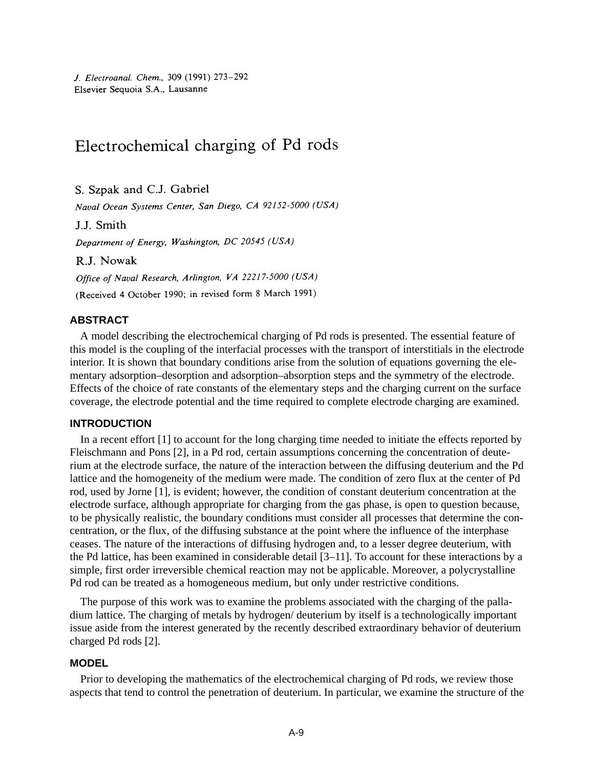J. Electroanal. Chem., 309 (1991) 273–292
Elsevier Sequoia S.A., Lausanne

# Electrochemical charging of Pd rods

S. Szpak and C.J. Gabriel

*Naval Ocean Systems Center, San Diego, CA 92152-5000 (USA)*

J.J. Smith

*Department of Energy, Washington, DC 20545 (USA)*

R.J. Nowak

*Office of Naval Research, Arlington, VA 22217-5000 (USA)*

(Received 4 October 1990; in revised form 8 March 1991)

## ABSTRACT

A model describing the electrochemical charging of Pd rods is presented. The essential feature of this model is the coupling of the interfacial processes with the transport of interstitials in the electrode interior. It is shown that boundary conditions arise from the solution of equations governing the elementary adsorption–desorption and adsorption–absorption steps and the symmetry of the electrode. Effects of the choice of rate constants of the elementary steps and the charging current on the surface coverage, the electrode potential and the time required to complete electrode charging are examined.

## INTRODUCTION

In a recent effort [1] to account for the long charging time needed to initiate the effects reported by Fleischmann and Pons [2], in a Pd rod, certain assumptions concerning the concentration of deuterium at the electrode surface, the nature of the interaction between the diffusing deuterium and the Pd lattice and the homogeneity of the medium were made. The condition of zero flux at the center of Pd rod, used by Jorne [1], is evident; however, the condition of constant deuterium concentration at the electrode surface, although appropriate for charging from the gas phase, is open to question because, to be physically realistic, the boundary conditions must consider all processes that determine the concentration, or the flux, of the diffusing substance at the point where the influence of the interphase ceases. The nature of the interactions of diffusing hydrogen and, to a lesser degree deuterium, with the Pd lattice, has been examined in considerable detail [3–11]. To account for these interactions by a simple, first order irreversible chemical reaction may not be applicable. Moreover, a polycrystalline Pd rod can be treated as a homogeneous medium, but only under restrictive conditions.

The purpose of this work was to examine the problems associated with the charging of the palladium lattice. The charging of metals by hydrogen/ deuterium by itself is a technologically important issue aside from the interest generated by the recently described extraordinary behavior of deuterium charged Pd rods [2].

## MODEL

Prior to developing the mathematics of the electrochemical charging of Pd rods, we review those aspects that tend to control the penetration of deuterium. In particular, we examine the structure of the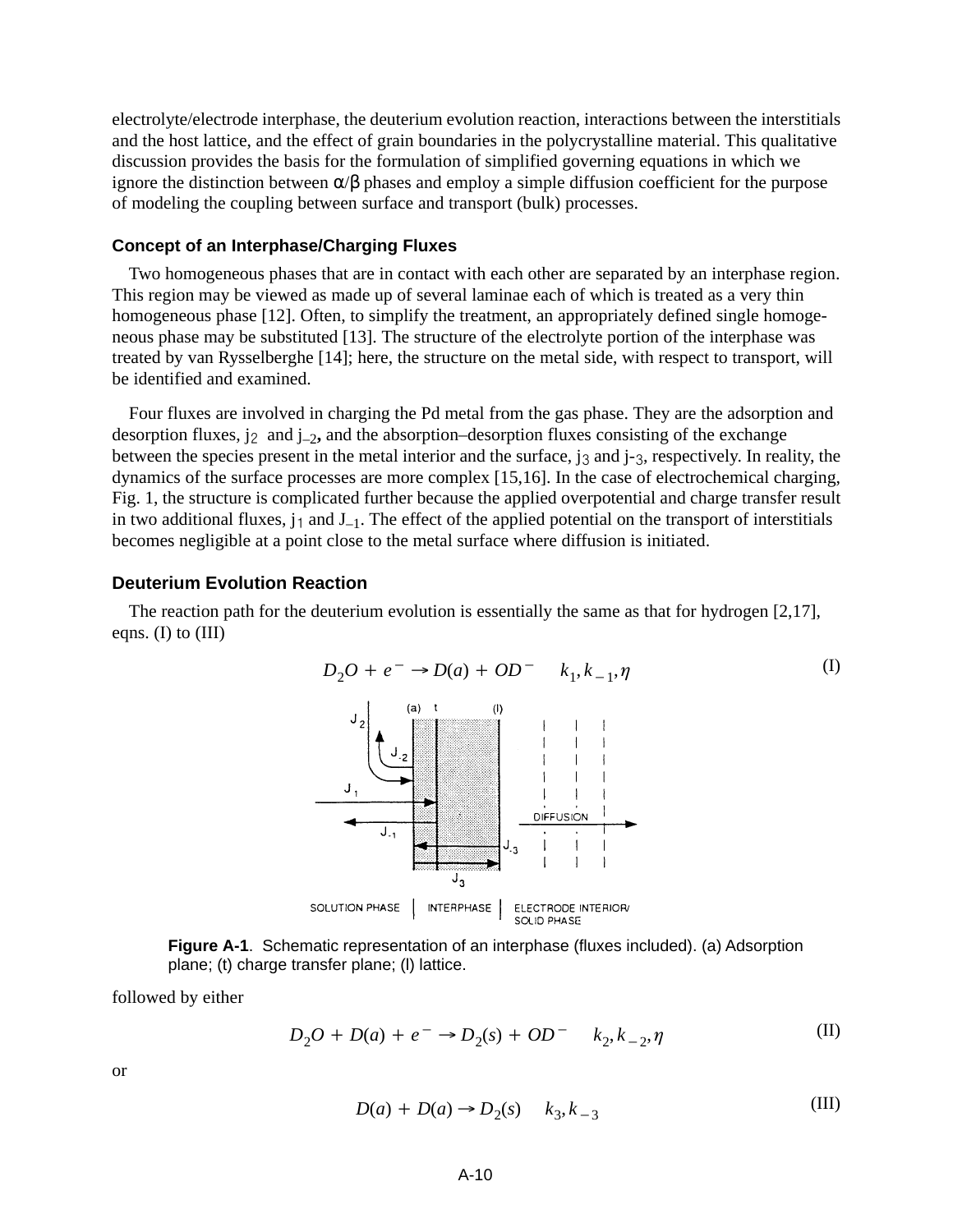electrolyte/electrode interphase, the deuterium evolution reaction, interactions between the interstitials and the host lattice, and the effect of grain boundaries in the polycrystalline material. This qualitative discussion provides the basis for the formulation of simplified governing equations in which we ignore the distinction between α/β phases and employ a simple diffusion coefficient for the purpose of modeling the coupling between surface and transport (bulk) processes.

### Concept of an Interphase/Charging Fluxes

Two homogeneous phases that are in contact with each other are separated by an interphase region. This region may be viewed as made up of several laminae each of which is treated as a very thin homogeneous phase [12]. Often, to simplify the treatment, an appropriately defined single homogeneous phase may be substituted [13]. The structure of the electrolyte portion of the interphase was treated by van Rysselberghe [14]; here, the structure on the metal side, with respect to transport, will be identified and examined.

Four fluxes are involved in charging the Pd metal from the gas phase. They are the adsorption and desorption fluxes, $j_2$ and $j_{-2}$, and the absorption–desorption fluxes consisting of the exchange between the species present in the metal interior and the surface, $j_3$ and $j_{-3}$, respectively. In reality, the dynamics of the surface processes are more complex [15,16]. In the case of electrochemical charging, Fig. 1, the structure is complicated further because the applied overpotential and charge transfer result in two additional fluxes, $j_1$ and $J_{-1}$. The effect of the applied potential on the transport of interstitials becomes negligible at a point close to the metal surface where diffusion is initiated.

### Deuterium Evolution Reaction

The reaction path for the deuterium evolution is essentially the same as that for hydrogen [2,17], eqns. (I) to (III)

$$D_2O + e^- \rightarrow D(a) + OD^- \quad k_1, k_{-1}, \eta \tag{I}$$

**Figure A-1**. Schematic representation of an interphase (fluxes included). (a) Adsorption plane; (t) charge transfer plane; (l) lattice.

followed by either

$$D_2O + D(a) + e^- \rightarrow D_2(s) + OD^- \quad k_2, k_{-2}, \eta \tag{II}$$

or

$$D(a) + D(a) \rightarrow D_2(s) \quad k_3, k_{-3} \tag{III}$$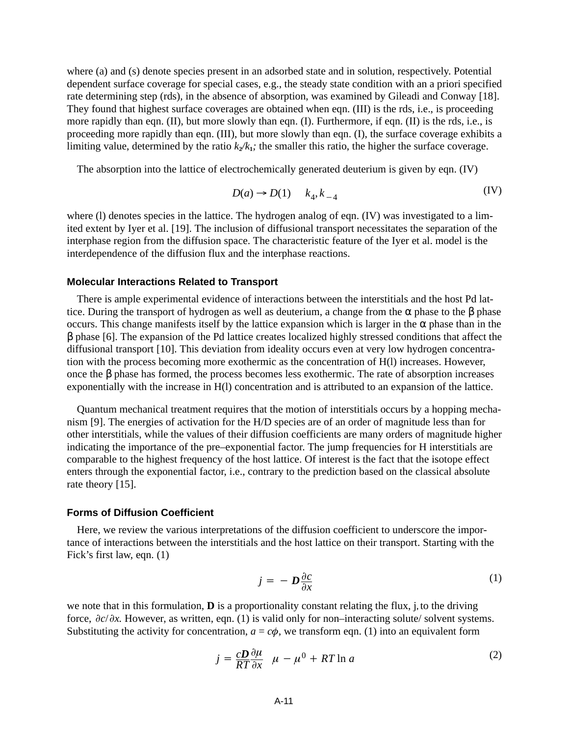where (a) and (s) denote species present in an adsorbed state and in solution, respectively. Potential dependent surface coverage for special cases, e.g., the steady state condition with an a priori specified rate determining step (rds), in the absence of absorption, was examined by Gileadi and Conway [18]. They found that highest surface coverages are obtained when eqn. (III) is the rds, i.e., is proceeding more rapidly than eqn. (II), but more slowly than eqn. (I). Furthermore, if eqn. (II) is the rds, i.e., is proceeding more rapidly than eqn. (III), but more slowly than eqn. (I), the surface coverage exhibits a limiting value, determined by the ratio $k_2/k_1$; the smaller this ratio, the higher the surface coverage.

The absorption into the lattice of electrochemically generated deuterium is given by eqn. (IV)

$$D(a) \rightarrow D(1) \quad k_4, k_{-4} \tag{IV}$$

where (l) denotes species in the lattice. The hydrogen analog of eqn. (IV) was investigated to a limited extent by Iyer et al. [19]. The inclusion of diffusional transport necessitates the separation of the interphase region from the diffusion space. The characteristic feature of the Iyer et al. model is the interdependence of the diffusion flux and the interphase reactions.

### Molecular Interactions Related to Transport

There is ample experimental evidence of interactions between the interstitials and the host Pd lattice. During the transport of hydrogen as well as deuterium, a change from the α phase to the β phase occurs. This change manifests itself by the lattice expansion which is larger in the α phase than in the β phase [6]. The expansion of the Pd lattice creates localized highly stressed conditions that affect the diffusional transport [10]. This deviation from ideality occurs even at very low hydrogen concentration with the process becoming more exothermic as the concentration of H(l) increases. However, once the β phase has formed, the process becomes less exothermic. The rate of absorption increases exponentially with the increase in H(l) concentration and is attributed to an expansion of the lattice.

Quantum mechanical treatment requires that the motion of interstitials occurs by a hopping mechanism [9]. The energies of activation for the H/D species are of an order of magnitude less than for other interstitials, while the values of their diffusion coefficients are many orders of magnitude higher indicating the importance of the pre–exponential factor. The jump frequencies for H interstitials are comparable to the highest frequency of the host lattice. Of interest is the fact that the isotope effect enters through the exponential factor, i.e., contrary to the prediction based on the classical absolute rate theory [15].

### Forms of Diffusion Coefficient

Here, we review the various interpretations of the diffusion coefficient to underscore the importance of interactions between the interstitials and the host lattice on their transport. Starting with the Fick's first law, eqn. (1)

$$j = -\boldsymbol{D}\frac{\partial c}{\partial x} \tag{1}$$

we note that in this formulation, **D** is a proportionality constant relating the flux, $j$, to the driving force, $\partial c/\partial x$. However, as written, eqn. (1) is valid only for non–interacting solute/ solvent systems. Substituting the activity for concentration, $a = c\phi$, we transform eqn. (1) into an equivalent form

$$j = \frac{c\boldsymbol{D}}{RT}\frac{\partial \mu}{\partial x} \quad \mu - \mu^0 + RT\ln a \tag{2}$$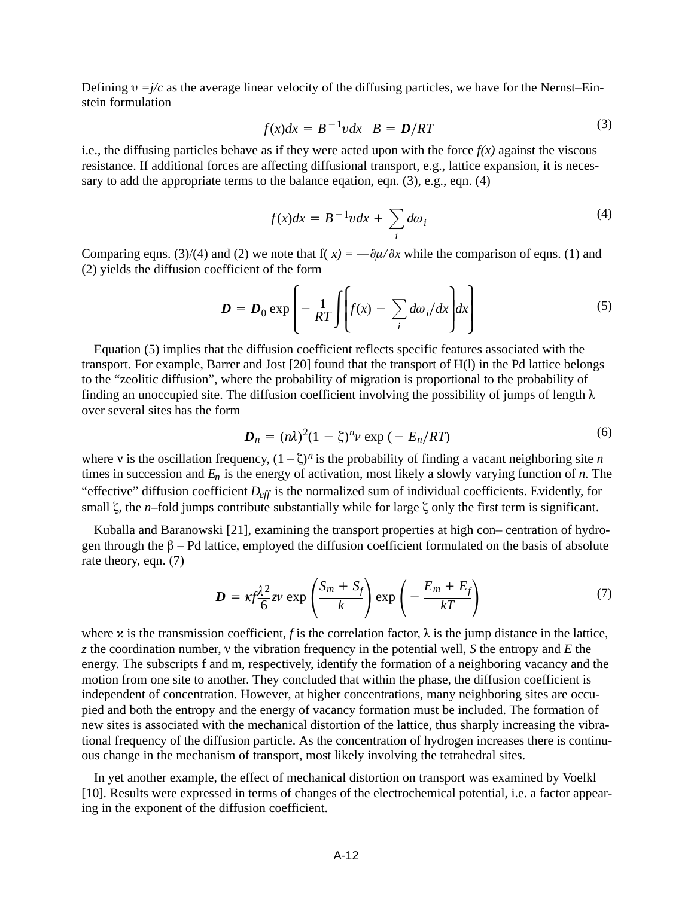Defining $\upsilon = j/c$ as the average linear velocity of the diffusing particles, we have for the Nernst–Einstein formulation

$$f(x)dx = B^{-1}\upsilon dx \quad B = \boldsymbol{D}/RT \tag{3}$$

i.e., the diffusing particles behave as if they were acted upon with the force *f(x)* against the viscous resistance. If additional forces are affecting diffusional transport, e.g., lattice expansion, it is necessary to add the appropriate terms to the balance eqation, eqn. (3), e.g., eqn. (4)

$$f(x)dx = B^{-1}\upsilon dx + \sum_i d\omega_i \tag{4}$$

Comparing eqns. (3)/(4) and (2) we note that $f(x) = -\partial\mu/\partial x$ while the comparison of eqns. (1) and (2) yields the diffusion coefficient of the form

$$\boldsymbol{D} = \boldsymbol{D}_0 \exp\left[-\frac{1}{RT}\int\left(f(x) - \sum_i d\omega_i/dx\right)dx\right] \tag{5}$$

Equation (5) implies that the diffusion coefficient reflects specific features associated with the transport. For example, Barrer and Jost [20] found that the transport of H(l) in the Pd lattice belongs to the "zeolitic diffusion", where the probability of migration is proportional to the probability of finding an unoccupied site. The diffusion coefficient involving the possibility of jumps of length $\lambda$ over several sites has the form

$$\boldsymbol{D}_n = (n\lambda)^2(1-\zeta)^n\nu \exp(-E_n/RT) \tag{6}$$

where $\nu$ is the oscillation frequency, $(1-\zeta)^n$ is the probability of finding a vacant neighboring site $n$ times in succession and $E_n$ is the energy of activation, most likely a slowly varying function of $n$. The "effective" diffusion coefficient $D_{eff}$ is the normalized sum of individual coefficients. Evidently, for small $\zeta$, the $n$–fold jumps contribute substantially while for large $\zeta$ only the first term is significant.

Kuballa and Baranowski [21], examining the transport properties at high con– centration of hydrogen through the $\beta$ – Pd lattice, employed the diffusion coefficient formulated on the basis of absolute rate theory, eqn. (7)

$$\boldsymbol{D} = \kappa f\frac{\lambda^2}{6}z\nu \exp\left(\frac{S_m + S_f}{k}\right)\exp\left(-\frac{E_m + E_f}{kT}\right) \tag{7}$$

where $\varkappa$ is the transmission coefficient, $f$ is the correlation factor, $\lambda$ is the jump distance in the lattice, $z$ the coordination number, $\nu$ the vibration frequency in the potential well, $S$ the entropy and $E$ the energy. The subscripts f and m, respectively, identify the formation of a neighboring vacancy and the motion from one site to another. They concluded that within the phase, the diffusion coefficient is independent of concentration. However, at higher concentrations, many neighboring sites are occupied and both the entropy and the energy of vacancy formation must be included. The formation of new sites is associated with the mechanical distortion of the lattice, thus sharply increasing the vibrational frequency of the diffusion particle. As the concentration of hydrogen increases there is continuous change in the mechanism of transport, most likely involving the tetrahedral sites.

In yet another example, the effect of mechanical distortion on transport was examined by Voelkl [10]. Results were expressed in terms of changes of the electrochemical potential, i.e. a factor appearing in the exponent of the diffusion coefficient.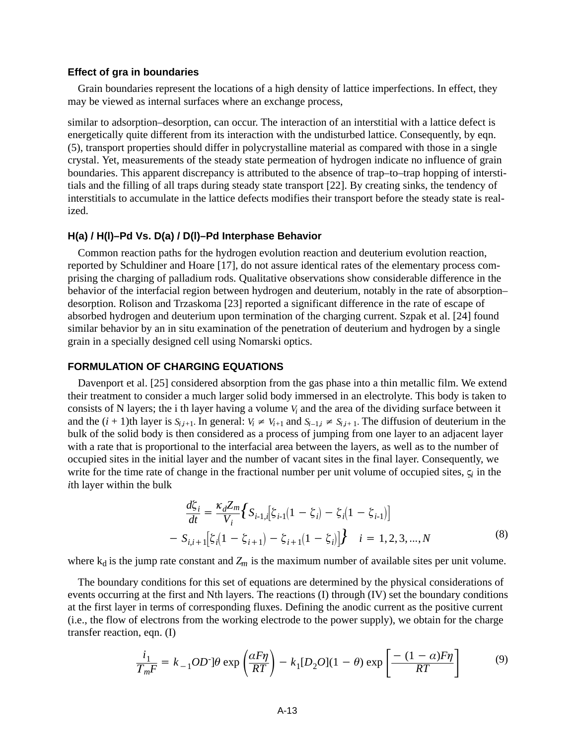### Effect of gra in boundaries

Grain boundaries represent the locations of a high density of lattice imperfections. In effect, they may be viewed as internal surfaces where an exchange process,

similar to adsorption–desorption, can occur. The interaction of an interstitial with a lattice defect is energetically quite different from its interaction with the undisturbed lattice. Consequently, by eqn. (5), transport properties should differ in polycrystalline material as compared with those in a single crystal. Yet, measurements of the steady state permeation of hydrogen indicate no influence of grain boundaries. This apparent discrepancy is attributed to the absence of trap–to–trap hopping of interstitials and the filling of all traps during steady state transport [22]. By creating sinks, the tendency of interstitials to accumulate in the lattice defects modifies their transport before the steady state is realized.

### H(a) / H(l)–Pd Vs. D(a) / D(l)–Pd Interphase Behavior

Common reaction paths for the hydrogen evolution reaction and deuterium evolution reaction, reported by Schuldiner and Hoare [17], do not assure identical rates of the elementary process comprising the charging of palladium rods. Qualitative observations show considerable difference in the behavior of the interfacial region between hydrogen and deuterium, notably in the rate of absorption–desorption. Rolison and Trzaskoma [23] reported a significant difference in the rate of escape of absorbed hydrogen and deuterium upon termination of the charging current. Szpak et al. [24] found similar behavior by an in situ examination of the penetration of deuterium and hydrogen by a single grain in a specially designed cell using Nomarski optics.

## FORMULATION OF CHARGING EQUATIONS

Davenport et al. [25] considered absorption from the gas phase into a thin metallic film. We extend their treatment to consider a much larger solid body immersed in an electrolyte. This body is taken to consists of N layers; the i th layer having a volume $V_i$ and the area of the dividing surface between it and the $(i + 1)$th layer is $S_{i,i+1}$. In general: $V_i \neq V_{i+1}$ and $S_{i-1,i} \neq S_{i,i+1}$. The diffusion of deuterium in the bulk of the solid body is then considered as a process of jumping from one layer to an adjacent layer with a rate that is proportional to the interfacial area between the layers, as well as to the number of occupied sites in the initial layer and the number of vacant sites in the final layer. Consequently, we write for the time rate of change in the fractional number per unit volume of occupied sites, $\zeta_i$ in the $i$th layer within the bulk

$$\frac{d\zeta_i}{dt} = \frac{\kappa_d Z_m}{V_i}\Big\{S_{i\text{-}1,i}\big[\zeta_{i\text{-}1}(1 - \zeta_i) - \zeta_i(1 - \zeta_{i\text{-}1})\big] - S_{i,i+1}\big[\zeta_i(1 - \zeta_{i+1}) - \zeta_{i+1}(1 - \zeta_i)\big]\Big\} \quad i = 1, 2, 3, ..., N \tag{8}$$

where $k_d$ is the jump rate constant and $Z_m$ is the maximum number of available sites per unit volume.

The boundary conditions for this set of equations are determined by the physical considerations of events occurring at the first and Nth layers. The reactions (I) through (IV) set the boundary conditions at the first layer in terms of corresponding fluxes. Defining the anodic current as the positive current (i.e., the flow of electrons from the working electrode to the power supply), we obtain for the charge transfer reaction, eqn. (I)

$$\frac{i_1}{T_m F} = k_{-1} OD^{-}]\theta \exp\left(\frac{\alpha F \eta}{RT}\right) - k_1 [D_2O](1 - \theta) \exp\left[\frac{-(1 - \alpha)F\eta}{RT}\right] \tag{9}$$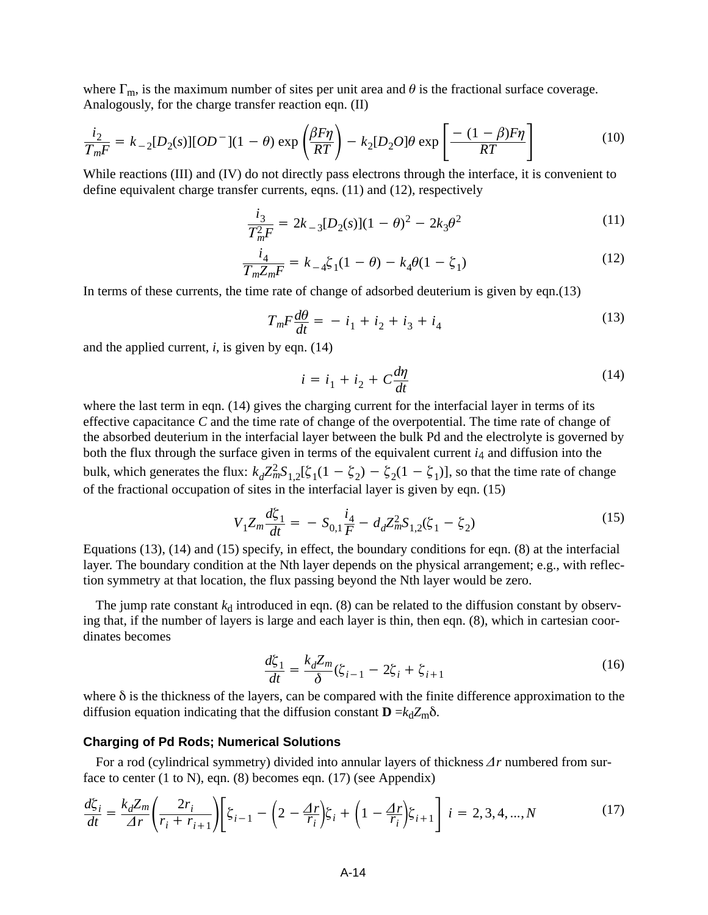where $\Gamma_m$, is the maximum number of sites per unit area and $\theta$ is the fractional surface coverage. Analogously, for the charge transfer reaction eqn. (II)

$$\frac{i_2}{T_m F} = k_{-2}[D_2(s)][OD^-](1-\theta)\exp\left(\frac{\beta F\eta}{RT}\right) - k_2[D_2O]\theta\exp\left[\frac{-(1-\beta)F\eta}{RT}\right] \tag{10}$$

While reactions (III) and (IV) do not directly pass electrons through the interface, it is convenient to define equivalent charge transfer currents, eqns. (11) and (12), respectively

$$\frac{i_3}{T_m^2 F} = 2k_{-3}[D_2(s)](1-\theta)^2 - 2k_3\theta^2 \tag{11}$$

$$\frac{i_4}{T_m Z_m F} = k_{-4}\zeta_1(1-\theta) - k_4\theta(1-\zeta_1) \tag{12}$$

In terms of these currents, the time rate of change of adsorbed deuterium is given by eqn.(13)

$$T_m F\frac{d\theta}{dt} = -i_1 + i_2 + i_3 + i_4 \tag{13}$$

and the applied current, $i$, is given by eqn. (14)

$$i = i_1 + i_2 + C\frac{d\eta}{dt} \tag{14}$$

where the last term in eqn. (14) gives the charging current for the interfacial layer in terms of its effective capacitance $C$ and the time rate of change of the overpotential. The time rate of change of the absorbed deuterium in the interfacial layer between the bulk Pd and the electrolyte is governed by both the flux through the surface given in terms of the equivalent current $i_4$ and diffusion into the bulk, which generates the flux: $k_d Z_m^2 S_{1,2}[\zeta_1(1-\zeta_2) - \zeta_2(1-\zeta_1)]$, so that the time rate of change of the fractional occupation of sites in the interfacial layer is given by eqn. (15)

$$V_1 Z_m\frac{d\zeta_1}{dt} = -S_{0,1}\frac{i_4}{F} - d_d Z_m^2 S_{1,2}(\zeta_1 - \zeta_2) \tag{15}$$

Equations (13), (14) and (15) specify, in effect, the boundary conditions for eqn. (8) at the interfacial layer. The boundary condition at the Nth layer depends on the physical arrangement; e.g., with reflection symmetry at that location, the flux passing beyond the Nth layer would be zero.

The jump rate constant $k_d$ introduced in eqn. (8) can be related to the diffusion constant by observing that, if the number of layers is large and each layer is thin, then eqn. (8), which in cartesian coordinates becomes

$$\frac{d\zeta_1}{dt} = \frac{k_d Z_m}{\delta}(\zeta_{i-1} - 2\zeta_i + \zeta_{i+1} \tag{16}$$

where $\delta$ is the thickness of the layers, can be compared with the finite difference approximation to the diffusion equation indicating that the diffusion constant $\mathbf{D} = k_d Z_m \delta$.

### Charging of Pd Rods; Numerical Solutions

For a rod (cylindrical symmetry) divided into annular layers of thickness $\Delta r$ numbered from surface to center (1 to N), eqn. (8) becomes eqn. (17) (see Appendix)

$$\frac{d\zeta_i}{dt} = \frac{k_d Z_m}{\Delta r}\left(\frac{2r_i}{r_i + r_{i+1}}\right)\left[\zeta_{i-1} - \left(2 - \frac{\Delta r}{r_i}\right)\zeta_i + \left(1 - \frac{\Delta r}{r_i}\right)\zeta_{i+1}\right] \quad i = 2, 3, 4, ..., N \tag{17}$$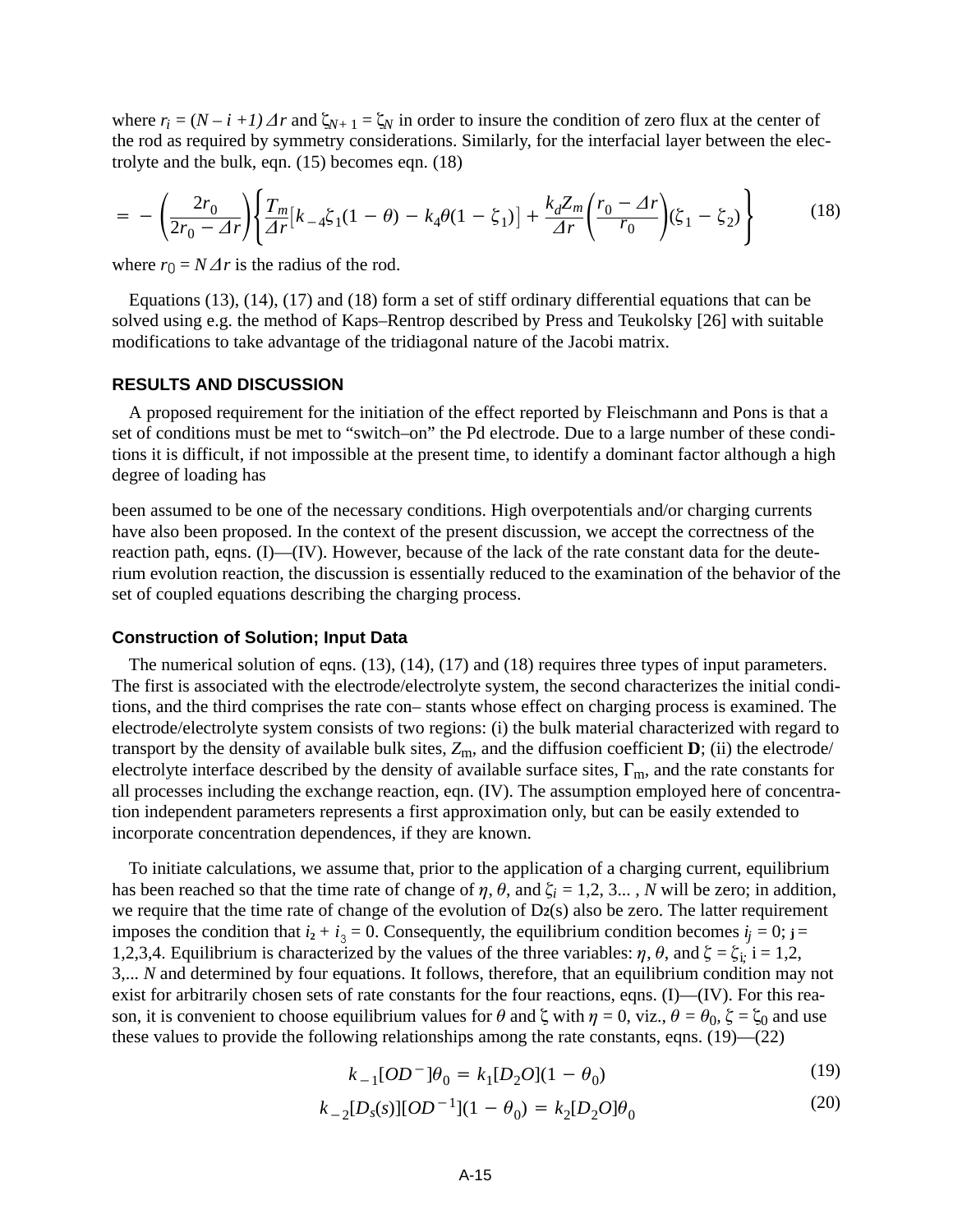where $r_i = (N - i + 1)\Delta r$ and $\zeta_{N+1} = \zeta_N$ in order to insure the condition of zero flux at the center of the rod as required by symmetry considerations. Similarly, for the interfacial layer between the electrolyte and the bulk, eqn. (15) becomes eqn. (18)

$$= -\left(\frac{2r_0}{2r_0 - \Delta r}\right)\left\{\frac{T_m}{\Delta r}\left[k_{-4}\zeta_1(1-\theta) - k_4\theta(1-\zeta_1)\right] + \frac{k_d Z_m}{\Delta r}\left(\frac{r_0 - \Delta r}{r_0}\right)(\zeta_1 - \zeta_2)\right\} \tag{18}$$

where $r_0 = N\Delta r$ is the radius of the rod.

Equations (13), (14), (17) and (18) form a set of stiff ordinary differential equations that can be solved using e.g. the method of Kaps–Rentrop described by Press and Teukolsky [26] with suitable modifications to take advantage of the tridiagonal nature of the Jacobi matrix.

## RESULTS AND DISCUSSION

A proposed requirement for the initiation of the effect reported by Fleischmann and Pons is that a set of conditions must be met to "switch–on" the Pd electrode. Due to a large number of these conditions it is difficult, if not impossible at the present time, to identify a dominant factor although a high degree of loading has

been assumed to be one of the necessary conditions. High overpotentials and/or charging currents have also been proposed. In the context of the present discussion, we accept the correctness of the reaction path, eqns. (I)—(IV). However, because of the lack of the rate constant data for the deuterium evolution reaction, the discussion is essentially reduced to the examination of the behavior of the set of coupled equations describing the charging process.

### Construction of Solution; Input Data

The numerical solution of eqns. (13), (14), (17) and (18) requires three types of input parameters. The first is associated with the electrode/electrolyte system, the second characterizes the initial conditions, and the third comprises the rate con– stants whose effect on charging process is examined. The electrode/electrolyte system consists of two regions: (i) the bulk material characterized with regard to transport by the density of available bulk sites, $Z_m$, and the diffusion coefficient $\mathbf{D}$; (ii) the electrode/electrolyte interface described by the density of available surface sites, $\Gamma_m$, and the rate constants for all processes including the exchange reaction, eqn. (IV). The assumption employed here of concentration independent parameters represents a first approximation only, but can be easily extended to incorporate concentration dependences, if they are known.

To initiate calculations, we assume that, prior to the application of a charging current, equilibrium has been reached so that the time rate of change of $\eta$, $\theta$, and $\zeta_i = 1,2,3... , N$ will be zero; in addition, we require that the time rate of change of the evolution of $D_2(s)$ also be zero. The latter requirement imposes the condition that $i_2 + i_3 = 0$. Consequently, the equilibrium condition becomes $i_j = 0$; $j = 1,2,3,4$. Equilibrium is characterized by the values of the three variables: $\eta$, $\theta$, and $\zeta = \zeta_i$; $i = 1,2, 3,... N$ and determined by four equations. It follows, therefore, that an equilibrium condition may not exist for arbitrarily chosen sets of rate constants for the four reactions, eqns. (I)—(IV). For this reason, it is convenient to choose equilibrium values for $\theta$ and $\zeta$ with $\eta = 0$, viz., $\theta = \theta_0$, $\zeta = \zeta_0$ and use these values to provide the following relationships among the rate constants, eqns. (19)—(22)

$$k_{-1}[OD^-]\theta_0 = k_1[D_2O](1-\theta_0) \tag{19}$$

$$k_{-2}[D_s(s)][OD^{-1}](1-\theta_0) = k_2[D_2O]\theta_0 \tag{20}$$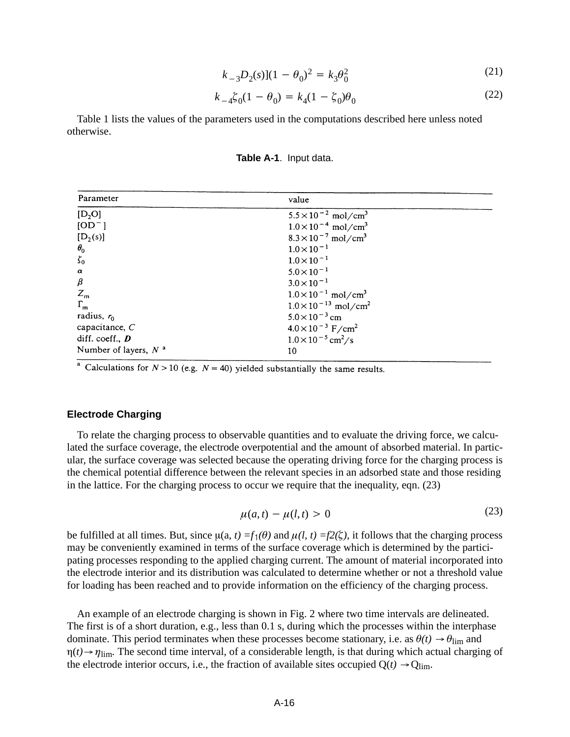$$k_{-3}D_2(s)](1 - \theta_0)^2 = k_3\theta_0^2 \tag{21}$$

$$k_{-4}\zeta_0(1 - \theta_0) = k_4(1 - \zeta_0)\theta_0 \tag{22}$$

Table 1 lists the values of the parameters used in the computations described here unless noted otherwise.

**Table A-1**. Input data.

| Parameter | value |
|---|---|
| $[D_2O]$ | $5.5 \times 10^{-2}$ mol/cm$^3$ |
| $[OD^-]$ | $1.0 \times 10^{-4}$ mol/cm$^3$ |
| $[D_2(s)]$ | $8.3 \times 10^{-7}$ mol/cm$^3$ |
| $\theta_0$ | $1.0 \times 10^{-1}$ |
| $\zeta_0$ | $1.0 \times 10^{-1}$ |
| $\alpha$ | $5.0 \times 10^{-1}$ |
| $\beta$ | $3.0 \times 10^{-1}$ |
| $Z_m$ | $1.0 \times 10^{-1}$ mol/cm$^3$ |
| $\Gamma_m$ | $1.0 \times 10^{-13}$ mol/cm$^2$ |
| radius, $r_0$ | $5.0 \times 10^{-3}$ cm |
| capacitance, $C$ | $4.0 \times 10^{-3}$ F/cm$^2$ |
| diff. coeff., $\boldsymbol{D}$ | $1.0 \times 10^{-5}$ cm$^2$/s |
| Number of layers, $N$ [a] | 10 |

[a] Calculations for $N > 10$ (e.g. $N = 40$) yielded substantially the same results.

### Electrode Charging

To relate the charging process to observable quantities and to evaluate the driving force, we calculated the surface coverage, the electrode overpotential and the amount of absorbed material. In particular, the surface coverage was selected because the operating driving force for the charging process is the chemical potential difference between the relevant species in an adsorbed state and those residing in the lattice. For the charging process to occur we require that the inequality, eqn. (23)

$$\mu(a,t) - \mu(l,t) > 0 \tag{23}$$

be fulfilled at all times. But, since $\mu(a, t) = f_1(\theta)$ and $\mu(l, t) = f_2(\zeta)$, it follows that the charging process may be conveniently examined in terms of the surface coverage which is determined by the participating processes responding to the applied charging current. The amount of material incorporated into the electrode interior and its distribution was calculated to determine whether or not a threshold value for loading has been reached and to provide information on the efficiency of the charging process.

An example of an electrode charging is shown in Fig. 2 where two time intervals are delineated. The first is of a short duration, e.g., less than 0.1 s, during which the processes within the interphase dominate. This period terminates when these processes become stationary, i.e. as $\theta(t) \rightarrow \theta_{\lim}$ and $\eta(t) \rightarrow \eta_{\lim}$. The second time interval, of a considerable length, is that during which actual charging of the electrode interior occurs, i.e., the fraction of available sites occupied $Q(t) \rightarrow Q_{\lim}$.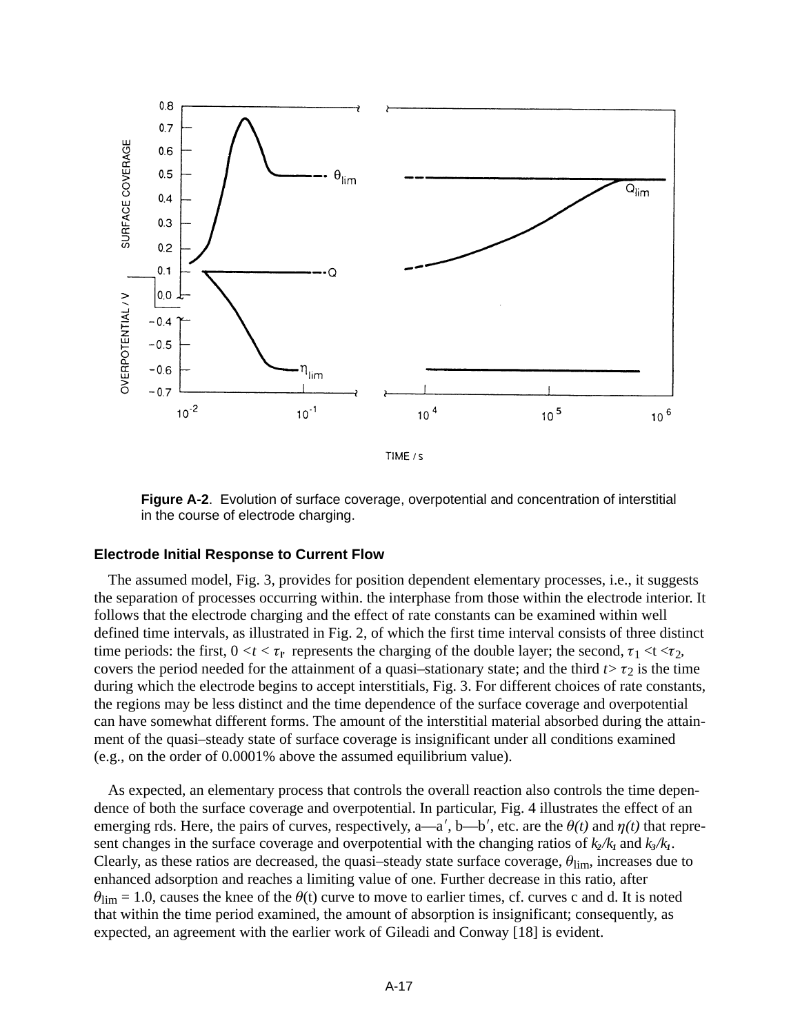**Figure A-2**. Evolution of surface coverage, overpotential and concentration of interstitial in the course of electrode charging.

### Electrode Initial Response to Current Flow

The assumed model, Fig. 3, provides for position dependent elementary processes, i.e., it suggests the separation of processes occurring within. the interphase from those within the electrode interior. It follows that the electrode charging and the effect of rate constants can be examined within well defined time intervals, as illustrated in Fig. 2, of which the first time interval consists of three distinct time periods: the first, $0 < t < \tau_r$ represents the charging of the double layer; the second, $\tau_1 < t < \tau_2$, covers the period needed for the attainment of a quasi–stationary state; and the third $t > \tau_2$ is the time during which the electrode begins to accept interstitials, Fig. 3. For different choices of rate constants, the regions may be less distinct and the time dependence of the surface coverage and overpotential can have somewhat different forms. The amount of the interstitial material absorbed during the attainment of the quasi–steady state of surface coverage is insignificant under all conditions examined (e.g., on the order of 0.0001% above the assumed equilibrium value).

As expected, an elementary process that controls the overall reaction also controls the time dependence of both the surface coverage and overpotential. In particular, Fig. 4 illustrates the effect of an emerging rds. Here, the pairs of curves, respectively, a—a′, b—b′, etc. are the $\theta(t)$ and $\eta(t)$ that represent changes in the surface coverage and overpotential with the changing ratios of $k_2/k_1$ and $k_3/k_1$. Clearly, as these ratios are decreased, the quasi–steady state surface coverage, $\theta_{\text{lim}}$, increases due to enhanced adsorption and reaches a limiting value of one. Further decrease in this ratio, after $\theta_{\text{lim}} = 1.0$, causes the knee of the $\theta$(t) curve to move to earlier times, cf. curves c and d. It is noted that within the time period examined, the amount of absorption is insignificant; consequently, as expected, an agreement with the earlier work of Gileadi and Conway [18] is evident.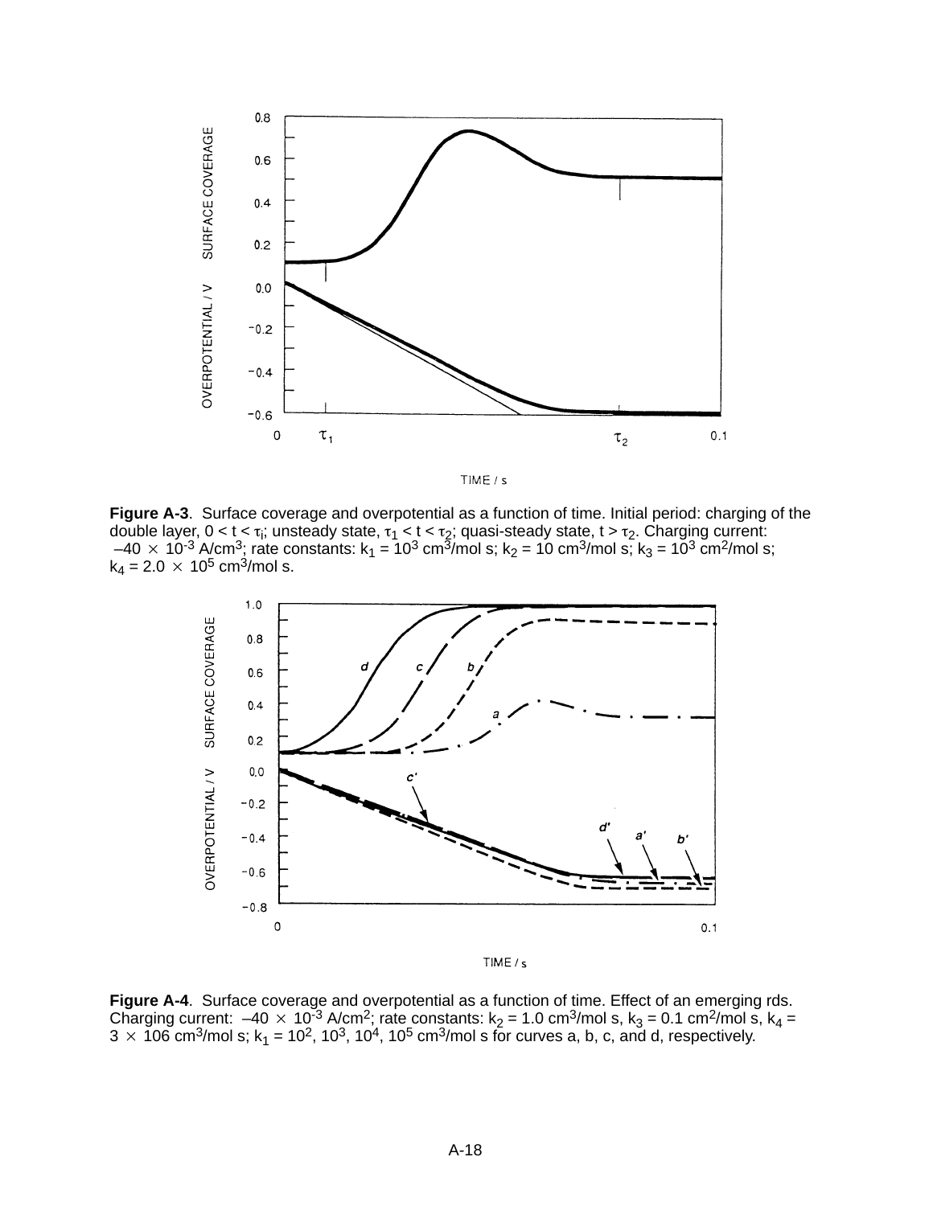**Figure A-3**. Surface coverage and overpotential as a function of time. Initial period: charging of the double layer, $0 < t < \tau_i$; unsteady state, $\tau_1 < t < \tau_2$; quasi-steady state, $t > \tau_2$. Charging current: $-40 \times 10^{-3}$ A/cm$^3$; rate constants: $k_1 = 10^3$ cm$^3$/mol s; $k_2 = 10$ cm$^3$/mol s; $k_3 = 10^3$ cm$^2$/mol s; $k_4 = 2.0 \times 10^5$ cm$^3$/mol s.

**Figure A-4**. Surface coverage and overpotential as a function of time. Effect of an emerging rds. Charging current: $-40 \times 10^{-3}$ A/cm$^2$; rate constants: $k_2 = 1.0$ cm$^3$/mol s, $k_3 = 0.1$ cm$^2$/mol s, $k_4 = 3 \times 106$ cm$^3$/mol s; $k_1 = 10^2, 10^3, 10^4, 10^5$ cm$^3$/mol s for curves a, b, c, and d, respectively.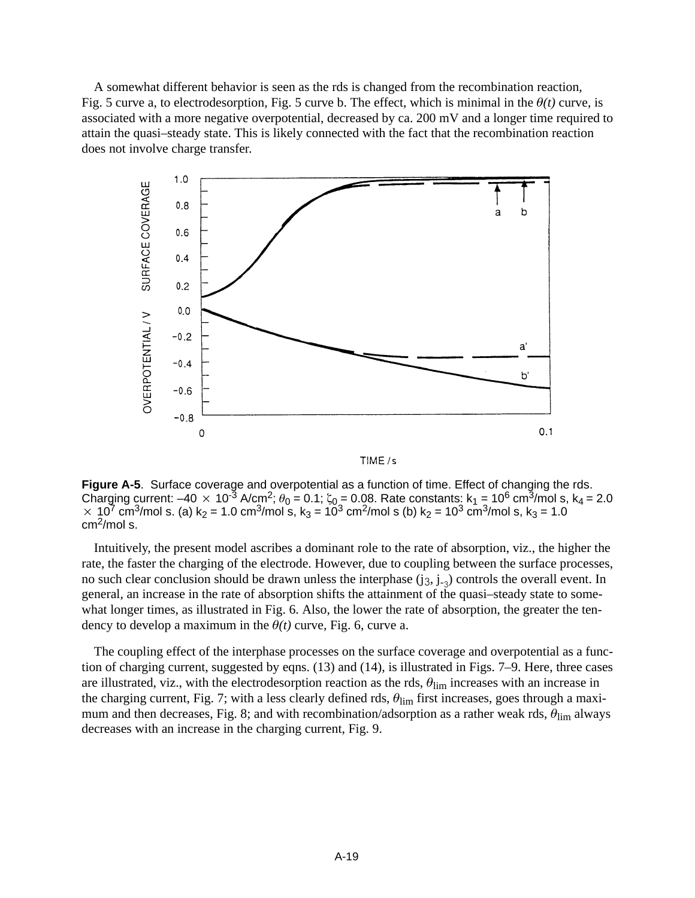A somewhat different behavior is seen as the rds is changed from the recombination reaction, Fig. 5 curve a, to electrodesorption, Fig. 5 curve b. The effect, which is minimal in the *θ(t)* curve, is associated with a more negative overpotential, decreased by ca. 200 mV and a longer time required to attain the quasi–steady state. This is likely connected with the fact that the recombination reaction does not involve charge transfer.

**Figure A-5**. Surface coverage and overpotential as a function of time. Effect of changing the rds. Charging current: $-40 \times 10^{-3}$ A/cm$^2$; $\theta_0 = 0.1$; $\zeta_0 = 0.08$. Rate constants: $k_1 = 10^6$ cm$^3$/mol s, $k_4 = 2.0 \times 10^7$ cm$^3$/mol s. (a) $k_2 = 1.0$ cm$^3$/mol s, $k_3 = 10^3$ cm$^2$/mol s (b) $k_2 = 10^3$ cm$^3$/mol s, $k_3 = 1.0$ cm$^2$/mol s.

Intuitively, the present model ascribes a dominant role to the rate of absorption, viz., the higher the rate, the faster the charging of the electrode. However, due to coupling between the surface processes, no such clear conclusion should be drawn unless the interphase ($j_3$, $j_{-3}$) controls the overall event. In general, an increase in the rate of absorption shifts the attainment of the quasi–steady state to somewhat longer times, as illustrated in Fig. 6. Also, the lower the rate of absorption, the greater the tendency to develop a maximum in the *θ(t)* curve, Fig. 6, curve a.

The coupling effect of the interphase processes on the surface coverage and overpotential as a function of charging current, suggested by eqns. (13) and (14), is illustrated in Figs. 7–9. Here, three cases are illustrated, viz., with the electrodesorption reaction as the rds, $\theta_{lim}$ increases with an increase in the charging current, Fig. 7; with a less clearly defined rds, $\theta_{lim}$ first increases, goes through a maximum and then decreases, Fig. 8; and with recombination/adsorption as a rather weak rds, $\theta_{lim}$ always decreases with an increase in the charging current, Fig. 9.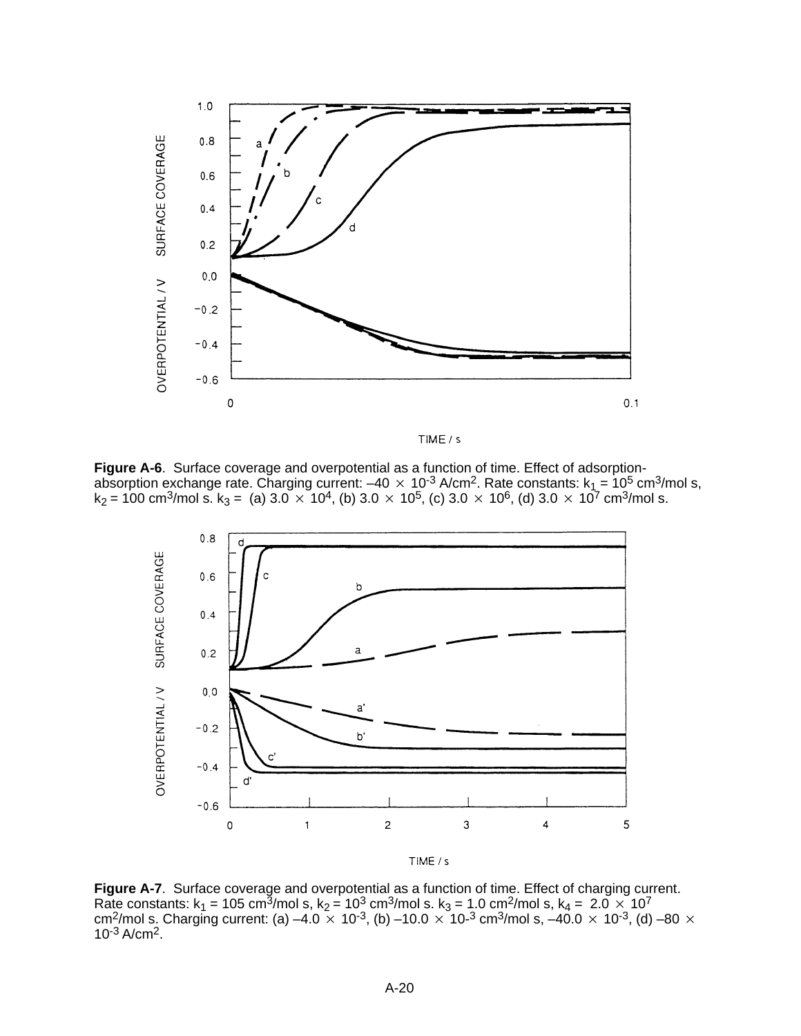**Figure A-6**. Surface coverage and overpotential as a function of time. Effect of adsorption-absorption exchange rate. Charging current: $-40 \times 10^{-3}$ A/cm$^2$. Rate constants: $k_1 = 10^5$ cm$^3$/mol s, $k_2 = 100$ cm$^3$/mol s. $k_3 =$ (a) $3.0 \times 10^4$, (b) $3.0 \times 10^5$, (c) $3.0 \times 10^6$, (d) $3.0 \times 10^7$ cm$^3$/mol s.

**Figure A-7**. Surface coverage and overpotential as a function of time. Effect of charging current. Rate constants: $k_1 = 105$ cm$^3$/mol s, $k_2 = 10^3$ cm$^3$/mol s. $k_3 = 1.0$ cm$^2$/mol s, $k_4 = 2.0 \times 10^7$ cm$^2$/mol s. Charging current: (a) $-4.0 \times 10^{-3}$, (b) $-10.0 \times 10^{-3}$ cm$^3$/mol s, $-40.0 \times 10^{-3}$, (d) $-80 \times 10^{-3}$ A/cm$^2$.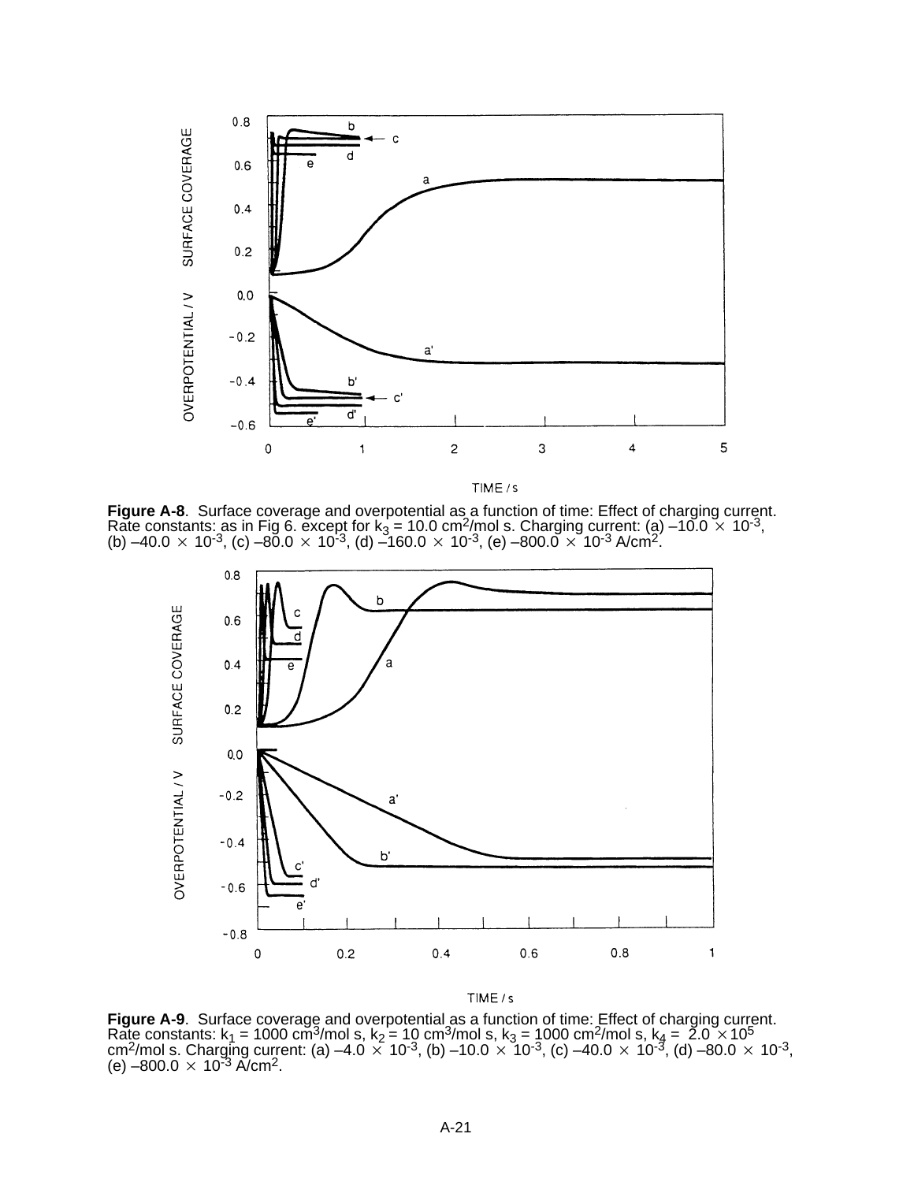**Figure A-8**. Surface coverage and overpotential as a function of time: Effect of charging current. Rate constants: as in Fig 6. except for $k_3$ = 10.0 $cm^2$/mol s. Charging current: (a) –10.0 $\times$ $10^{-3}$, (b) –40.0 $\times$ $10^{-3}$, (c) –80.0 $\times$ $10^{-3}$, (d) –160.0 $\times$ $10^{-3}$, (e) –800.0 $\times$ $10^{-3}$ A/$cm^2$.

**Figure A-9**. Surface coverage and overpotential as a function of time: Effect of charging current. Rate constants: $k_1$ = 1000 $cm^3$/mol s, $k_2$ = 10 $cm^3$/mol s, $k_3$ = 1000 $cm^2$/mol s, $k_4$ = 2.0 $\times 10^5$ $cm^2$/mol s. Charging current: (a) –4.0 $\times$ $10^{-3}$, (b) –10.0 $\times$ $10^{-3}$, (c) –40.0 $\times$ $10^{-3}$, (d) –80.0 $\times$ $10^{-3}$, (e) –800.0 $\times$ $10^{-3}$ A/$cm^2$.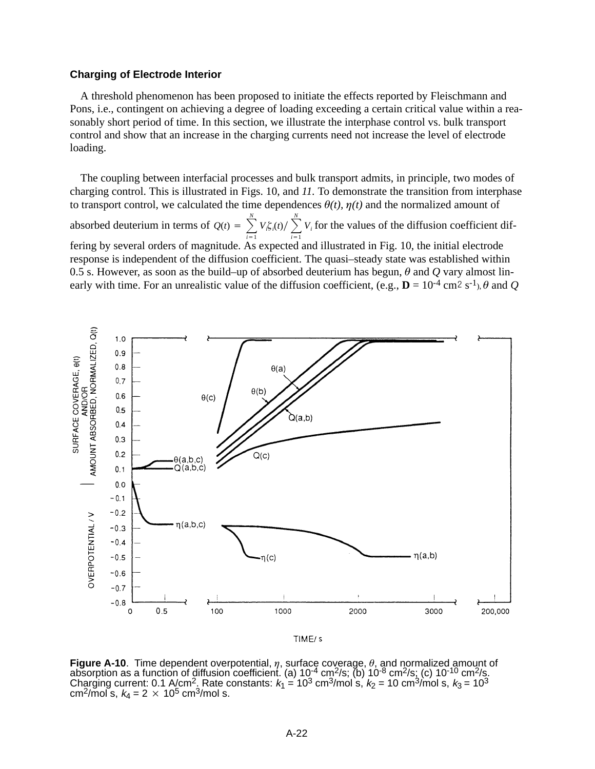### Charging of Electrode Interior

A threshold phenomenon has been proposed to initiate the effects reported by Fleischmann and Pons, i.e., contingent on achieving a degree of loading exceeding a certain critical value within a reasonably short period of time. In this section, we illustrate the interphase control vs. bulk transport control and show that an increase in the charging currents need not increase the level of electrode loading.

The coupling between interfacial processes and bulk transport admits, in principle, two modes of charging control. This is illustrated in Figs. 10, and *11.* To demonstrate the transition from interphase to transport control, we calculated the time dependences $\theta(t)$, $\eta(t)$ and the normalized amount of absorbed deuterium in terms of $Q(t) = \sum_{i=1}^{N} V_i \zeta_i(t) / \sum_{i=1}^{N} V_i$ for the values of the diffusion coefficient differing by several orders of magnitude. As expected and illustrated in Fig. 10, the initial electrode response is independent of the diffusion coefficient. The quasi–steady state was established within 0.5 s. However, as soon as the build–up of absorbed deuterium has begun, $\theta$ and $Q$ vary almost linearly with time. For an unrealistic value of the diffusion coefficient, (e.g., $\mathbf{D} = 10^{-4}$ cm$^2$ s$^{-1}$), $\theta$ and $Q$

**Figure A-10**. Time dependent overpotential, $\eta$, surface coverage, $\theta$, and normalized amount of absorption as a function of diffusion coefficient. (a) $10^{-4}$ cm$^2$/s; (b) $10^{-8}$ cm$^2$/s; (c) $10^{-10}$ cm$^2$/s. Charging current: 0.1 A/cm$^2$. Rate constants: $k_1 = 10^3$ cm$^3$/mol s, $k_2 = 10$ cm$^3$/mol s, $k_3 = 10^3$ cm$^2$/mol s, $k_4 = 2 \times 10^5$ cm$^3$/mol s.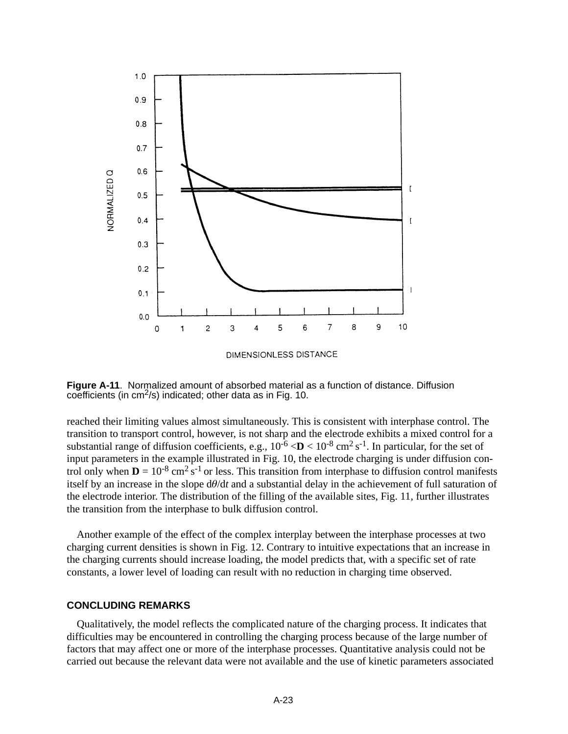**Figure A-11**. Normalized amount of absorbed material as a function of distance. Diffusion coefficients (in $cm^2/s$) indicated; other data as in Fig. 10.

reached their limiting values almost simultaneously. This is consistent with interphase control. The transition to transport control, however, is not sharp and the electrode exhibits a mixed control for a substantial range of diffusion coefficients, e.g., $10^{-6} < \mathbf{D} < 10^{-8}$ $cm^2 s^{-1}$. In particular, for the set of input parameters in the example illustrated in Fig. 10, the electrode charging is under diffusion control only when $\mathbf{D} = 10^{-8}$ $cm^2 s^{-1}$ or less. This transition from interphase to diffusion control manifests itself by an increase in the slope $d\theta/dt$ and a substantial delay in the achievement of full saturation of the electrode interior. The distribution of the filling of the available sites, Fig. 11, further illustrates the transition from the interphase to bulk diffusion control.

Another example of the effect of the complex interplay between the interphase processes at two charging current densities is shown in Fig. 12. Contrary to intuitive expectations that an increase in the charging currents should increase loading, the model predicts that, with a specific set of rate constants, a lower level of loading can result with no reduction in charging time observed.

## CONCLUDING REMARKS

Qualitatively, the model reflects the complicated nature of the charging process. It indicates that difficulties may be encountered in controlling the charging process because of the large number of factors that may affect one or more of the interphase processes. Quantitative analysis could not be carried out because the relevant data were not available and the use of kinetic parameters associated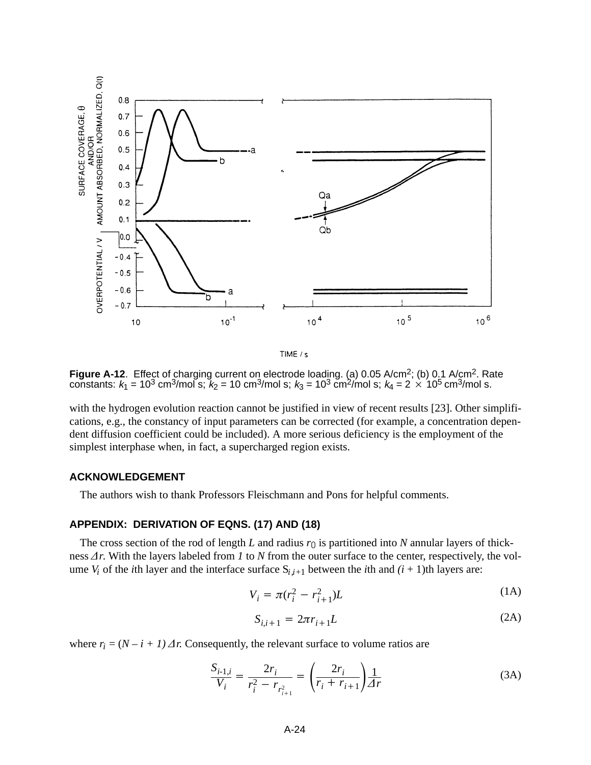**Figure A-12**. Effect of charging current on electrode loading. (a) 0.05 A/cm$^2$; (b) 0.1 A/cm$^2$. Rate constants: $k_1$ = $10^3$ cm$^3$/mol s; $k_2$ = 10 cm$^3$/mol s; $k_3$ = $10^3$ cm$^2$/mol s; $k_4$ = 2 $\times$ $10^5$ cm$^3$/mol s.

with the hydrogen evolution reaction cannot be justified in view of recent results [23]. Other simplifications, e.g., the constancy of input parameters can be corrected (for example, a concentration dependent diffusion coefficient could be included). A more serious deficiency is the employment of the simplest interphase when, in fact, a supercharged region exists.

## ACKNOWLEDGEMENT

The authors wish to thank Professors Fleischmann and Pons for helpful comments.

## APPENDIX: DERIVATION OF EQNS. (17) AND (18)

The cross section of the rod of length $L$ and radius $r_0$ is partitioned into $N$ annular layers of thickness $\Delta r$. With the layers labeled from $1$ to $N$ from the outer surface to the center, respectively, the volume $V_i$ of the $i$th layer and the interface surface $S_{i,i+1}$ between the $i$th and $(i + 1)$th layers are:

$$V_i = \pi(r_i^2 - r_{i+1}^2)L \tag{1A}$$

$$S_{i,i+1} = 2\pi r_{i+1}L \tag{2A}$$

where $r_i = (N - i + 1)\Delta r$. Consequently, the relevant surface to volume ratios are

$$\frac{S_{i\text{-}1,i}}{V_i} = \frac{2r_i}{r_i^2 - r_{r_{i+1}^2}} = \left(\frac{2r_i}{r_i + r_{i+1}}\right)\frac{1}{\Delta r} \tag{3A}$$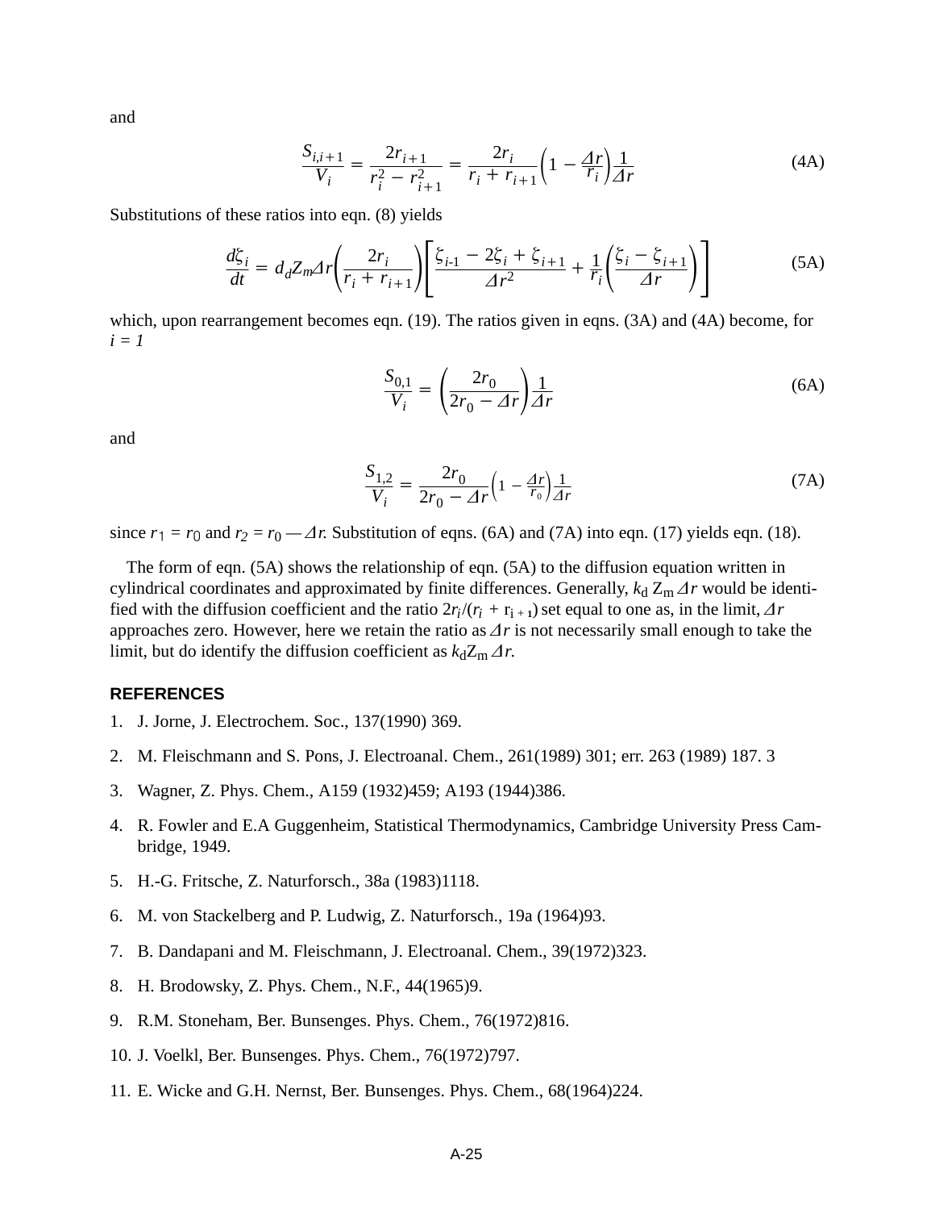and

$$\frac{S_{i,i+1}}{V_i} = \frac{2r_{i+1}}{r_i^2 - r_{i+1}^2} = \frac{2r_i}{r_i + r_{i+1}}\left(1 - \frac{\Delta r}{r_i}\right)\frac{1}{\Delta r} \tag{4A}$$

Substitutions of these ratios into eqn. (8) yields

$$\frac{d\zeta_i}{dt} = d_d Z_m \Delta r\left(\frac{2r_i}{r_i + r_{i+1}}\right)\left[\frac{\zeta_{i-1} - 2\zeta_i + \zeta_{i+1}}{\Delta r^2} + \frac{1}{r_i}\left(\frac{\zeta_i - \zeta_{i+1}}{\Delta r}\right)\right] \tag{5A}$$

which, upon rearrangement becomes eqn. (19). The ratios given in eqns. (3A) and (4A) become, for *i = 1*

$$\frac{S_{0,1}}{V_i} = \left(\frac{2r_0}{2r_0 - \Delta r}\right)\frac{1}{\Delta r} \tag{6A}$$

and

$$\frac{S_{1,2}}{V_i} = \frac{2r_0}{2r_0 - \Delta r}\left(1 - \frac{\Delta r}{r_0}\right)\frac{1}{\Delta r} \tag{7A}$$

since $r_1 = r_0$ and $r_2 = r_0 — \Delta r$. Substitution of eqns. (6A) and (7A) into eqn. (17) yields eqn. (18).

The form of eqn. (5A) shows the relationship of eqn. (5A) to the diffusion equation written in cylindrical coordinates and approximated by finite differences. Generally, $k_d Z_m \Delta r$ would be identified with the diffusion coefficient and the ratio $2r_i/(r_i + r_{i+1})$ set equal to one as, in the limit, $\Delta r$ approaches zero. However, here we retain the ratio as $\Delta r$ is not necessarily small enough to take the limit, but do identify the diffusion coefficient as $k_d Z_m \Delta r$.

## REFERENCES

1. J. Jorne, J. Electrochem. Soc., 137(1990) 369.
2. M. Fleischmann and S. Pons, J. Electroanal. Chem., 261(1989) 301; err. 263 (1989) 187. 3
3. Wagner, Z. Phys. Chem., A159 (1932)459; A193 (1944)386.
4. R. Fowler and E.A Guggenheim, Statistical Thermodynamics, Cambridge University Press Cambridge, 1949.
5. H.-G. Fritsche, Z. Naturforsch., 38a (1983)1118.
6. M. von Stackelberg and P. Ludwig, Z. Naturforsch., 19a (1964)93.
7. B. Dandapani and M. Fleischmann, J. Electroanal. Chem., 39(1972)323.
8. H. Brodowsky, Z. Phys. Chem., N.F., 44(1965)9.
9. R.M. Stoneham, Ber. Bunsenges. Phys. Chem., 76(1972)816.
10. J. Voelkl, Ber. Bunsenges. Phys. Chem., 76(1972)797.
11. E. Wicke and G.H. Nernst, Ber. Bunsenges. Phys. Chem., 68(1964)224.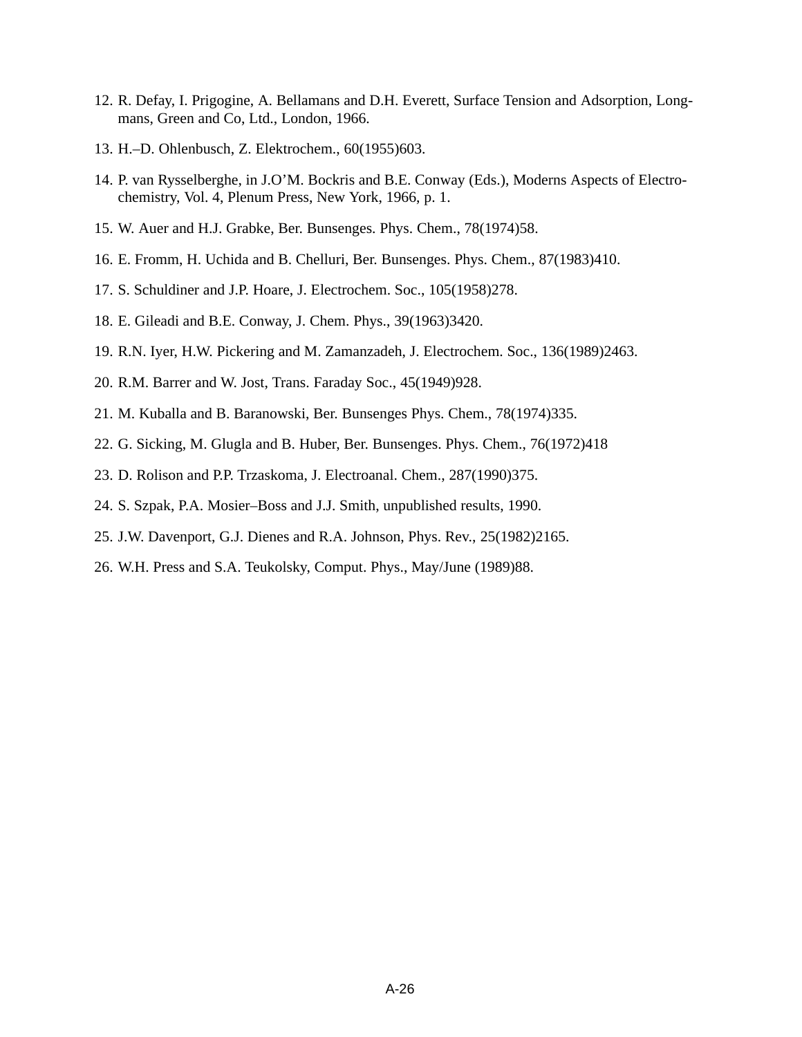12. R. Defay, I. Prigogine, A. Bellamans and D.H. Everett, Surface Tension and Adsorption, Longmans, Green and Co, Ltd., London, 1966.

13. H.–D. Ohlenbusch, Z. Elektrochem., 60(1955)603.

14. P. van Rysselberghe, in J.O'M. Bockris and B.E. Conway (Eds.), Moderns Aspects of Electrochemistry, Vol. 4, Plenum Press, New York, 1966, p. 1.

15. W. Auer and H.J. Grabke, Ber. Bunsenges. Phys. Chem., 78(1974)58.

16. E. Fromm, H. Uchida and B. Chelluri, Ber. Bunsenges. Phys. Chem., 87(1983)410.

17. S. Schuldiner and J.P. Hoare, J. Electrochem. Soc., 105(1958)278.

18. E. Gileadi and B.E. Conway, J. Chem. Phys., 39(1963)3420.

19. R.N. Iyer, H.W. Pickering and M. Zamanzadeh, J. Electrochem. Soc., 136(1989)2463.

20. R.M. Barrer and W. Jost, Trans. Faraday Soc., 45(1949)928.

21. M. Kuballa and B. Baranowski, Ber. Bunsenges Phys. Chem., 78(1974)335.

22. G. Sicking, M. Glugla and B. Huber, Ber. Bunsenges. Phys. Chem., 76(1972)418

23. D. Rolison and P.P. Trzaskoma, J. Electroanal. Chem., 287(1990)375.

24. S. Szpak, P.A. Mosier–Boss and J.J. Smith, unpublished results, 1990.

25. J.W. Davenport, G.J. Dienes and R.A. Johnson, Phys. Rev., 25(1982)2165.

26. W.H. Press and S.A. Teukolsky, Comput. Phys., May/June (1989)88.